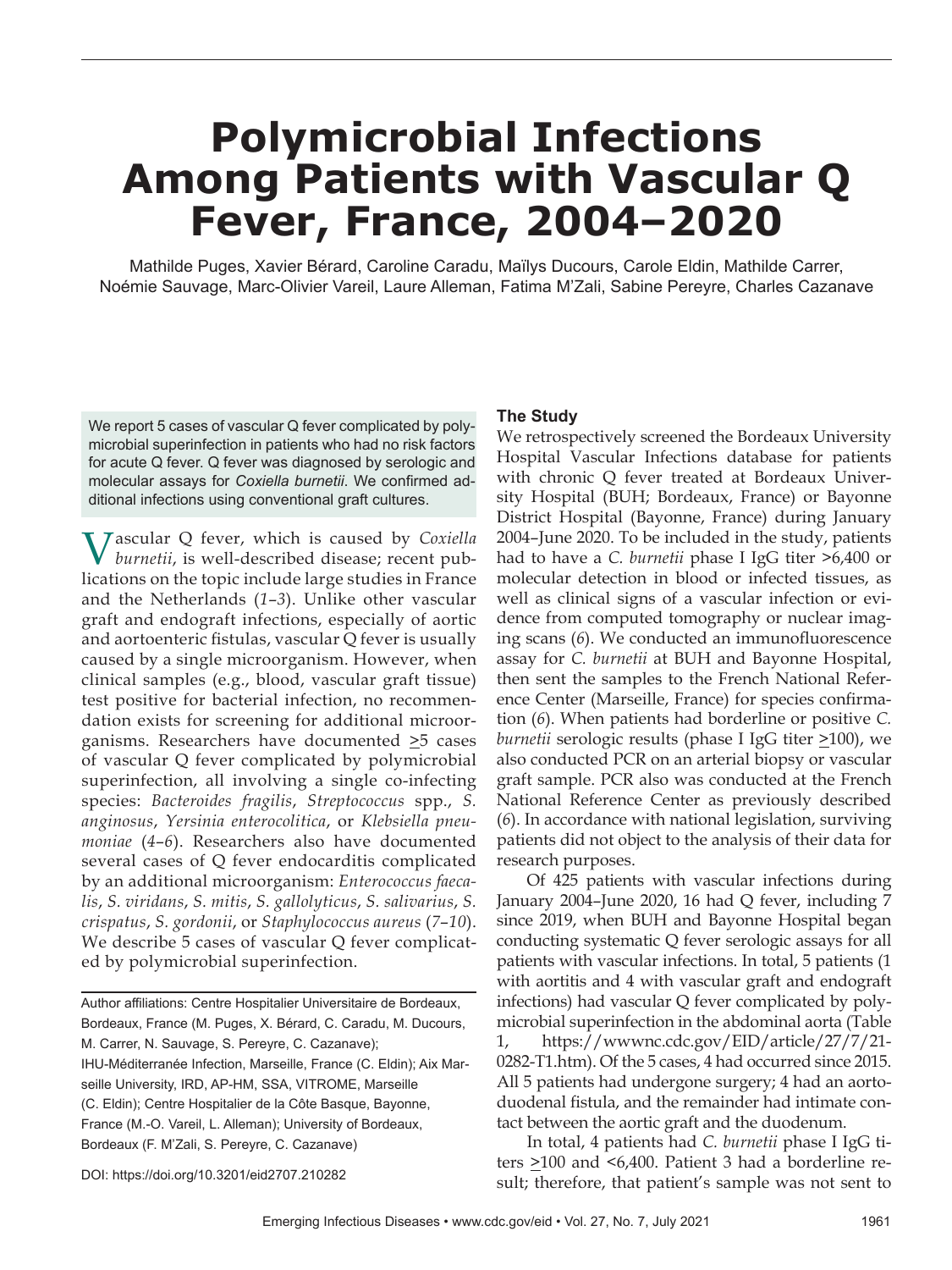# Polymicrobial Infections Among Patients with Vascular Q Fever, France, 2004–2020

Mathilde Puges, Xavier Bérard, Caroline Caradu, Maïlys Ducours, Carole Eldin, Mathilde Carrer, Noémie Sauvage, Marc-Olivier Vareil, Laure Alleman, Fatima M'Zali, Sabine Pereyre, Charles Cazanave

We report 5 cases of vascular Q fever complicated by polymicrobial superinfection in patients who had no risk factors for acute Q fever. Q fever was diagnosed by serologic and molecular assays for *Coxiella burnetii*. We confirmed additional infections using conventional graft cultures.

Vascular Q fever, which is caused by *Coxiella burnetii*, is well-described disease; recent publications on the topic include large studies in France and the Netherlands (*1–3*). Unlike other vascular graft and endograft infections, especially of aortic and aortoenteric fistulas, vascular Q fever is usually caused by a single microorganism. However, when clinical samples (e.g., blood, vascular graft tissue) test positive for bacterial infection, no recommendation exists for screening for additional microorganisms. Researchers have documented ≥5 cases of vascular Q fever complicated by polymicrobial superinfection, all involving a single co-infecting species: *Bacteroides fragilis*, *Streptococcus* spp., *S. anginosus*, *Yersinia enterocolitica*, or *Klebsiella pneumoniae* (*4–6*). Researchers also have documented several cases of Q fever endocarditis complicated by an additional microorganism: *Enterococcus faecalis*, *S. viridans*, *S. mitis*, *S. gallolyticus*, *S. salivarius*, *S. crispatus*, *S. gordonii*, or *Staphylococcus aureus* (*7–10*). We describe 5 cases of vascular Q fever complicated by polymicrobial superinfection.

Author affiliations: Centre Hospitalier Universitaire de Bordeaux, Bordeaux, France (M. Puges, X. Bérard, C. Caradu, M. Ducours, M. Carrer, N. Sauvage, S. Pereyre, C. Cazanave); IHU-Méditerranée Infection, Marseille, France (C. Eldin); Aix Marseille University, IRD, AP-HM, SSA, VITROME, Marseille (C. Eldin); Centre Hospitalier de la Côte Basque, Bayonne, France (M.-O. Vareil, L. Alleman); University of Bordeaux, Bordeaux (F. M'Zali, S. Pereyre, C. Cazanave)

DOI: https://doi.org/10.3201/eid2707.210282

## The Study

We retrospectively screened the Bordeaux University Hospital Vascular Infections database for patients with chronic Q fever treated at Bordeaux University Hospital (BUH; Bordeaux, France) or Bayonne District Hospital (Bayonne, France) during January 2004–June 2020. To be included in the study, patients had to have a *C. burnetii* phase I IgG titer >6,400 or molecular detection in blood or infected tissues, as well as clinical signs of a vascular infection or evidence from computed tomography or nuclear imaging scans (*6*). We conducted an immunofluorescence assay for *C. burnetii* at BUH and Bayonne Hospital, then sent the samples to the French National Reference Center (Marseille, France) for species confirmation (*6*). When patients had borderline or positive *C. burnetii* serologic results (phase I IgG titer ≥100), we also conducted PCR on an arterial biopsy or vascular graft sample. PCR also was conducted at the French National Reference Center as previously described (*6*). In accordance with national legislation, surviving patients did not object to the analysis of their data for research purposes.

Of 425 patients with vascular infections during January 2004–June 2020, 16 had Q fever, including 7 since 2019, when BUH and Bayonne Hospital began conducting systematic Q fever serologic assays for all patients with vascular infections. In total, 5 patients (1 with aortitis and 4 with vascular graft and endograft infections) had vascular Q fever complicated by polymicrobial superinfection in the abdominal aorta (Table 1, https://wwwnc.cdc.gov/EID/article/27/7/21-0282-T1.htm). Of the 5 cases, 4 had occurred since 2015. All 5 patients had undergone surgery; 4 had an aortoduodenal fistula, and the remainder had intimate contact between the aortic graft and the duodenum.

In total, 4 patients had *C. burnetii* phase I IgG titers ≥100 and <6,400. Patient 3 had a borderline result; therefore, that patient's sample was not sent to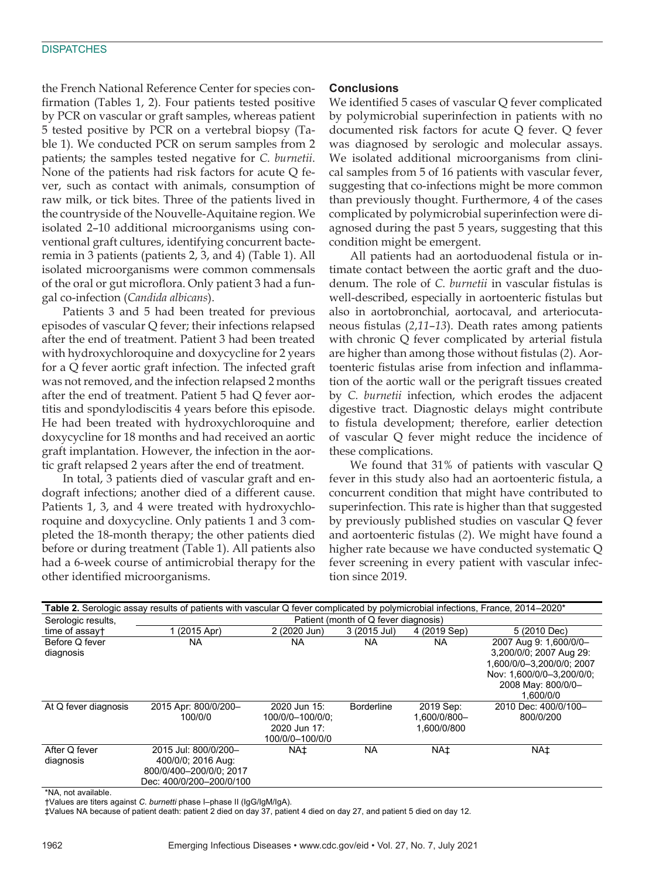the French National Reference Center for species confirmation (Tables 1, 2). Four patients tested positive by PCR on vascular or graft samples, whereas patient 5 tested positive by PCR on a vertebral biopsy (Table 1). We conducted PCR on serum samples from 2 patients; the samples tested negative for *C. burnetii*. None of the patients had risk factors for acute Q fever, such as contact with animals, consumption of raw milk, or tick bites. Three of the patients lived in the countryside of the Nouvelle-Aquitaine region. We isolated 2–10 additional microorganisms using conventional graft cultures, identifying concurrent bacteremia in 3 patients (patients 2, 3, and 4) (Table 1). All isolated microorganisms were common commensals of the oral or gut microflora. Only patient 3 had a fungal co-infection (*Candida albicans*).

Patients 3 and 5 had been treated for previous episodes of vascular Q fever; their infections relapsed after the end of treatment. Patient 3 had been treated with hydroxychloroquine and doxycycline for 2 years for a Q fever aortic graft infection. The infected graft was not removed, and the infection relapsed 2 months after the end of treatment. Patient 5 had Q fever aortitis and spondylodiscitis 4 years before this episode. He had been treated with hydroxychloroquine and doxycycline for 18 months and had received an aortic graft implantation. However, the infection in the aortic graft relapsed 2 years after the end of treatment.

In total, 3 patients died of vascular graft and endograft infections; another died of a different cause. Patients 1, 3, and 4 were treated with hydroxychloroquine and doxycycline. Only patients 1 and 3 completed the 18-month therapy; the other patients died before or during treatment (Table 1). All patients also had a 6-week course of antimicrobial therapy for the other identified microorganisms.

## Conclusions

We identified 5 cases of vascular Q fever complicated by polymicrobial superinfection in patients with no documented risk factors for acute Q fever. Q fever was diagnosed by serologic and molecular assays. We isolated additional microorganisms from clinical samples from 5 of 16 patients with vascular fever, suggesting that co-infections might be more common than previously thought. Furthermore, 4 of the cases complicated by polymicrobial superinfection were diagnosed during the past 5 years, suggesting that this condition might be emergent.

All patients had an aortoduodenal fistula or intimate contact between the aortic graft and the duodenum. The role of *C. burnetii* in vascular fistulas is well-described, especially in aortoenteric fistulas but also in aortobronchial, aortocaval, and arteriocutaneous fistulas (*2*,*11*–*13*). Death rates among patients with chronic Q fever complicated by arterial fistula are higher than among those without fistulas (*2*). Aortoenteric fistulas arise from infection and inflammation of the aortic wall or the perigraft tissues created by *C. burnetii* infection, which erodes the adjacent digestive tract. Diagnostic delays might contribute to fistula development; therefore, earlier detection of vascular Q fever might reduce the incidence of these complications.

We found that 31% of patients with vascular Q fever in this study also had an aortoenteric fistula, a concurrent condition that might have contributed to superinfection. This rate is higher than that suggested by previously published studies on vascular Q fever and aortoenteric fistulas (*2*). We might have found a higher rate because we have conducted systematic Q fever screening in every patient with vascular infection since 2019.

**Table 2.** Serologic assay results of patients with vascular Q fever complicated by polymicrobial infections, France, 2014–2020*

| Serologic results, time of assay† | Patient (month of Q fever diagnosis) | | | | |
|---|---|---|---|---|---|
| | 1 (2015 Apr) | 2 (2020 Jun) | 3 (2015 Jul) | 4 (2019 Sep) | 5 (2010 Dec) |
| Before Q fever diagnosis | NA | NA | NA | NA | 2007 Aug 9: 1,600/0/0–3,200/0/0; 2007 Aug 29: 1,600/0/0–3,200/0/0; 2007 Nov: 1,600/0/0–3,200/0/0; 2008 May: 800/0/0–1,600/0/0 |
| At Q fever diagnosis | 2015 Apr: 800/0/200–100/0/0 | 2020 Jun 15: 100/0/0–100/0/0; 2020 Jun 17: 100/0/0–100/0/0 | Borderline | 2019 Sep: 1,600/0/800–1,600/0/800 | 2010 Dec: 400/0/100–800/0/200 |
| After Q fever diagnosis | 2015 Jul: 800/0/200–400/0/0; 2016 Aug: 800/0/400–200/0/0; 2017 Dec: 400/0/200–200/0/100 | NA‡ | NA | NA‡ | NA‡ |

*NA, not available.
†Values are titers against *C. burnetti* phase I–phase II (IgG/IgM/IgA).
‡Values NA because of patient death: patient 2 died on day 37, patient 4 died on day 27, and patient 5 died on day 12.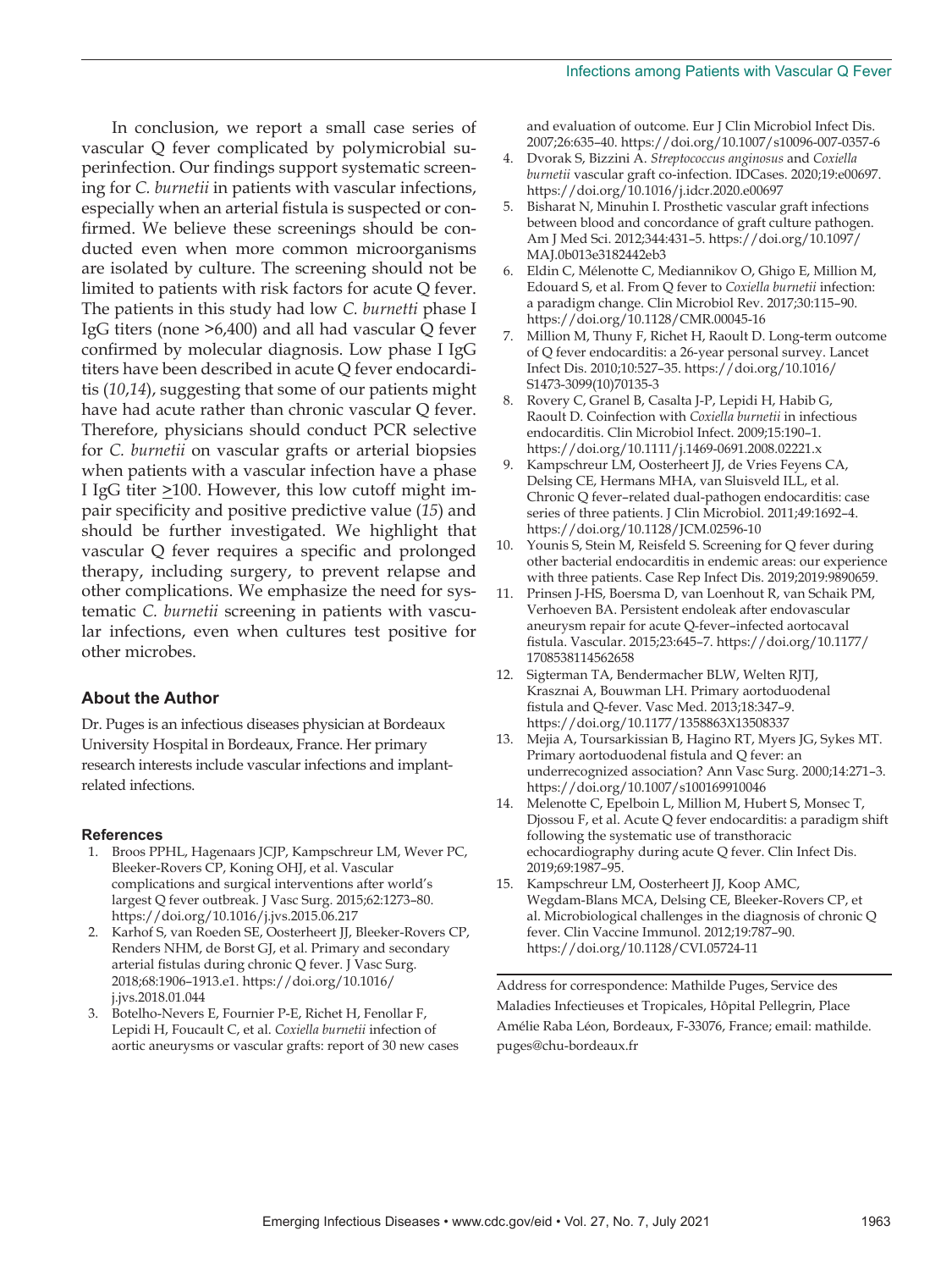In conclusion, we report a small case series of vascular Q fever complicated by polymicrobial superinfection. Our findings support systematic screening for *C. burnetii* in patients with vascular infections, especially when an arterial fistula is suspected or confirmed. We believe these screenings should be conducted even when more common microorganisms are isolated by culture. The screening should not be limited to patients with risk factors for acute Q fever. The patients in this study had low *C. burnetti* phase I IgG titers (none >6,400) and all had vascular Q fever confirmed by molecular diagnosis. Low phase I IgG titers have been described in acute Q fever endocarditis (*10*,*14*), suggesting that some of our patients might have had acute rather than chronic vascular Q fever. Therefore, physicians should conduct PCR selective for *C. burnetii* on vascular grafts or arterial biopsies when patients with a vascular infection have a phase I IgG titer ≥100. However, this low cutoff might impair specificity and positive predictive value (*15*) and should be further investigated. We highlight that vascular Q fever requires a specific and prolonged therapy, including surgery, to prevent relapse and other complications. We emphasize the need for systematic *C. burnetii* screening in patients with vascular infections, even when cultures test positive for other microbes.

## About the Author

Dr. Puges is an infectious diseases physician at Bordeaux University Hospital in Bordeaux, France. Her primary research interests include vascular infections and implant-related infections.

### References

1. Broos PPHL, Hagenaars JCJP, Kampschreur LM, Wever PC, Bleeker-Rovers CP, Koning OHJ, et al. Vascular complications and surgical interventions after world's largest Q fever outbreak. J Vasc Surg. 2015;62:1273–80. https://doi.org/10.1016/j.jvs.2015.06.217
2. Karhof S, van Roeden SE, Oosterheert JJ, Bleeker-Rovers CP, Renders NHM, de Borst GJ, et al. Primary and secondary arterial fistulas during chronic Q fever. J Vasc Surg. 2018;68:1906–1913.e1. https://doi.org/10.1016/j.jvs.2018.01.044
3. Botelho-Nevers E, Fournier P-E, Richet H, Fenollar F, Lepidi H, Foucault C, et al. *Coxiella burnetii* infection of aortic aneurysms or vascular grafts: report of 30 new cases and evaluation of outcome. Eur J Clin Microbiol Infect Dis. 2007;26:635–40. https://doi.org/10.1007/s10096-007-0357-6
4. Dvorak S, Bizzini A. *Streptococcus anginosus* and *Coxiella burnetii* vascular graft co-infection. IDCases. 2020;19:e00697. https://doi.org/10.1016/j.idcr.2020.e00697
5. Bisharat N, Minuhin I. Prosthetic vascular graft infections between blood and concordance of graft culture pathogen. Am J Med Sci. 2012;344:431–5. https://doi.org/10.1097/MAJ.0b013e3182442eb3
6. Eldin C, Mélenotte C, Mediannikov O, Ghigo E, Million M, Edouard S, et al. From Q fever to *Coxiella burnetii* infection: a paradigm change. Clin Microbiol Rev. 2017;30:115–90. https://doi.org/10.1128/CMR.00045-16
7. Million M, Thuny F, Richet H, Raoult D. Long-term outcome of Q fever endocarditis: a 26-year personal survey. Lancet Infect Dis. 2010;10:527–35. https://doi.org/10.1016/S1473-3099(10)70135-3
8. Rovery C, Granel B, Casalta J-P, Lepidi H, Habib G, Raoult D. Coinfection with *Coxiella burnetii* in infectious endocarditis. Clin Microbiol Infect. 2009;15:190–1. https://doi.org/10.1111/j.1469-0691.2008.02221.x
9. Kampschreur LM, Oosterheert JJ, de Vries Feyens CA, Delsing CE, Hermans MHA, van Sluisveld ILL, et al. Chronic Q fever–related dual-pathogen endocarditis: case series of three patients. J Clin Microbiol. 2011;49:1692–4. https://doi.org/10.1128/JCM.02596-10
10. Younis S, Stein M, Reisfeld S. Screening for Q fever during other bacterial endocarditis in endemic areas: our experience with three patients. Case Rep Infect Dis. 2019;2019:9890659.
11. Prinsen J-HS, Boersma D, van Loenhout R, van Schaik PM, Verhoeven BA. Persistent endoleak after endovascular aneurysm repair for acute Q-fever–infected aortocaval fistula. Vascular. 2015;23:645–7. https://doi.org/10.1177/1708538114562658
12. Sigterman TA, Bendermacher BLW, Welten RJTJ, Krasznai A, Bouwman LH. Primary aortoduodenal fistula and Q-fever. Vasc Med. 2013;18:347–9. https://doi.org/10.1177/1358863X13508337
13. Mejia A, Toursarkissian B, Hagino RT, Myers JG, Sykes MT. Primary aortoduodenal fistula and Q fever: an underrecognized association? Ann Vasc Surg. 2000;14:271–3. https://doi.org/10.1007/s100169910046
14. Melenotte C, Epelboin L, Million M, Hubert S, Monsec T, Djossou F, et al. Acute Q fever endocarditis: a paradigm shift following the systematic use of transthoracic echocardiography during acute Q fever. Clin Infect Dis. 2019;69:1987–95.
15. Kampschreur LM, Oosterheert JJ, Koop AMC, Wegdam-Blans MCA, Delsing CE, Bleeker-Rovers CP, et al. Microbiological challenges in the diagnosis of chronic Q fever. Clin Vaccine Immunol. 2012;19:787–90. https://doi.org/10.1128/CVI.05724-11

Address for correspondence: Mathilde Puges, Service des Maladies Infectieuses et Tropicales, Hôpital Pellegrin, Place Amélie Raba Léon, Bordeaux, F-33076, France; email: mathilde.puges@chu-bordeaux.fr